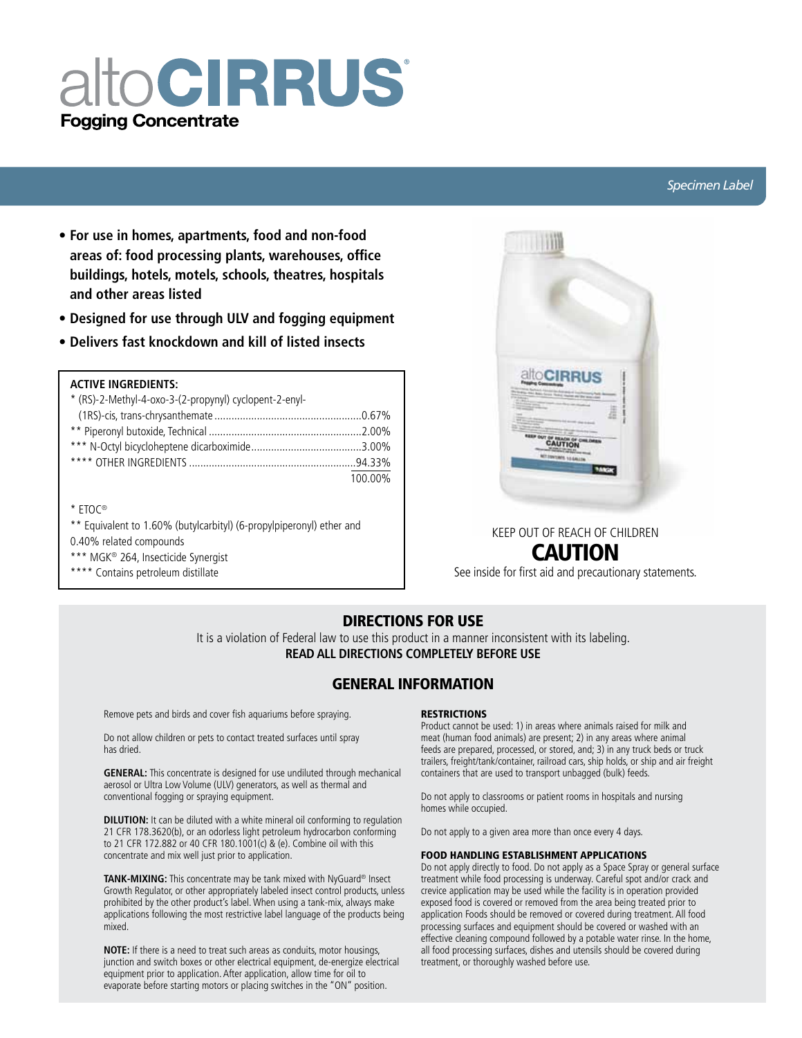# altoCIRRUS®

**Fogging Concentrate**

*Specimen Label*

- **For use in homes, apartments, food and non-food areas of: food processing plants, warehouses, office buildings, hotels, motels, schools, theatres, hospitals and other areas listed**
- **Designed for use through ULV and fogging equipment**
- **Delivers fast knockdown and kill of listed insects**

**ACTIVE INGREDIENTS:**

| | |
|---|---|
| * (RS)-2-Methyl-4-oxo-3-(2-propynyl) cyclopent-2-enyl-(1RS)-cis, trans-chrysanthemate | 0.67% |
| ** Piperonyl butoxide, Technical | 2.00% |
| *** N-Octyl bicycloheptene dicarboximide | 3.00% |
| **** OTHER INGREDIENTS | 94.33% |
| | 100.00% |

* ETOC®

** Equivalent to 1.60% (butylcarbityl) (6-propylpiperonyl) ether and 0.40% related compounds

*** MGK® 264, Insecticide Synergist

**** Contains petroleum distillate

KEEP OUT OF REACH OF CHILDREN

**CAUTION**

See inside for first aid and precautionary statements.

## DIRECTIONS FOR USE

It is a violation of Federal law to use this product in a manner inconsistent with its labeling.

**READ ALL DIRECTIONS COMPLETELY BEFORE USE**

## GENERAL INFORMATION

Remove pets and birds and cover fish aquariums before spraying.

Do not allow children or pets to contact treated surfaces until spray has dried.

**GENERAL:** This concentrate is designed for use undiluted through mechanical aerosol or Ultra Low Volume (ULV) generators, as well as thermal and conventional fogging or spraying equipment.

**DILUTION:** It can be diluted with a white mineral oil conforming to regulation 21 CFR 178.3620(b), or an odorless light petroleum hydrocarbon conforming to 21 CFR 172.882 or 40 CFR 180.1001(c) & (e). Combine oil with this concentrate and mix well just prior to application.

**TANK-MIXING:** This concentrate may be tank mixed with NyGuard® Insect Growth Regulator, or other appropriately labeled insect control products, unless prohibited by the other product's label. When using a tank-mix, always make applications following the most restrictive label language of the products being mixed.

**NOTE:** If there is a need to treat such areas as conduits, motor housings, junction and switch boxes or other electrical equipment, de-energize electrical equipment prior to application. After application, allow time for oil to evaporate before starting motors or placing switches in the "ON" position.

### RESTRICTIONS

Product cannot be used: 1) in areas where animals raised for milk and meat (human food animals) are present; 2) in any areas where animal feeds are prepared, processed, or stored, and; 3) in any truck beds or truck trailers, freight/tank/container, railroad cars, ship holds, or ship and air freight containers that are used to transport unbagged (bulk) feeds.

Do not apply to classrooms or patient rooms in hospitals and nursing homes while occupied.

Do not apply to a given area more than once every 4 days.

### FOOD HANDLING ESTABLISHMENT APPLICATIONS

Do not apply directly to food. Do not apply as a Space Spray or general surface treatment while food processing is underway. Careful spot and/or crack and crevice application may be used while the facility is in operation provided exposed food is covered or removed from the area being treated prior to application Foods should be removed or covered during treatment. All food processing surfaces and equipment should be covered or washed with an effective cleaning compound followed by a potable water rinse. In the home, all food processing surfaces, dishes and utensils should be covered during treatment, or thoroughly washed before use.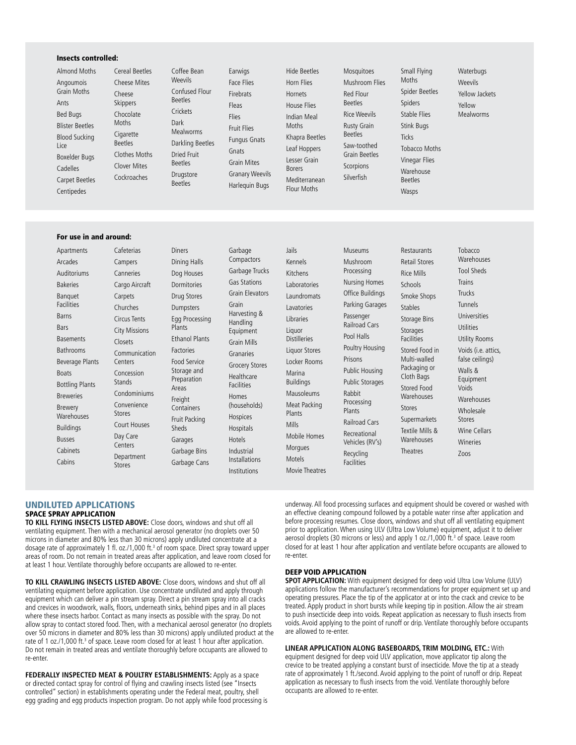**Insects controlled:**

Almond Moths
Angoumois Grain Moths
Ants
Bed Bugs
Blister Beetles
Blood Sucking Lice
Boxelder Bugs
Cadelles
Carpet Beetles
Centipedes
Cereal Beetles
Cheese Mites
Cheese Skippers
Chocolate Moths
Cigarette Beetles
Clothes Moths
Clover Mites
Cockroaches
Coffee Bean Weevils
Confused Flour Beetles
Crickets
Dark Mealworms
Darkling Beetles
Dried Fruit Beetles
Drugstore Beetles
Earwigs
Face Flies
Firebrats
Fleas
Flies
Fruit Flies
Fungus Gnats
Gnats
Grain Mites
Granary Weevils
Harlequin Bugs
Hide Beetles
Horn Flies
Hornets
House Flies
Indian Meal Moths
Khapra Beetles
Leaf Hoppers
Lesser Grain Borers
Mediterranean Flour Moths
Mosquitoes
Mushroom Flies
Red Flour Beetles
Rice Weevils
Rusty Grain Beetles
Saw-toothed Grain Beetles
Scorpions
Silverfish
Small Flying Moths
Spider Beetles
Spiders
Stable Flies
Stink Bugs
Ticks
Tobacco Moths
Vinegar Flies
Warehouse Beetles
Wasps
Waterbugs
Weevils
Yellow Jackets
Yellow Mealworms

**For use in and around:**

Apartments
Arcades
Auditoriums
Bakeries
Banquet Facilities
Barns
Bars
Basements
Bathrooms
Beverage Plants
Boats
Bottling Plants
Breweries
Brewery Warehouses
Buildings
Busses
Cabinets
Cabins
Cafeterias
Campers
Canneries
Cargo Aircraft
Carpets
Churches
Circus Tents
City Missions
Closets
Communication Centers
Concession Stands
Condominiums
Convenience Stores
Court Houses
Day Care Centers
Department Stores
Diners
Dining Halls
Dog Houses
Dormitories
Drug Stores
Dumpsters
Egg Processing Plants
Ethanol Plants
Factories
Food Service Storage and Preparation Areas
Freight Containers
Fruit Packing Sheds
Garages
Garbage Bins
Garbage Cans
Garbage Compactors
Garbage Trucks
Gas Stations
Grain Elevators
Grain Harvesting & Handling Equipment
Grain Mills
Granaries
Grocery Stores
Healthcare Facilities
Homes (households)
Hospices
Hospitals
Hotels
Industrial Installations
Institutions
Jails
Kennels
Kitchens
Laboratories
Laundromats
Lavatories
Libraries
Liquor Distilleries
Liquor Stores
Locker Rooms
Marina Buildings
Mausoleums
Meat Packing Plants
Mills
Mobile Homes
Morgues
Motels
Movie Theatres
Museums
Mushroom Processing
Nursing Homes
Office Buildings
Parking Garages
Passenger Railroad Cars
Pool Halls
Poultry Housing
Prisons
Public Housing
Public Storages
Rabbit Processing Plants
Railroad Cars
Recreational Vehicles (RV's)
Recycling Facilities
Restaurants
Retail Stores
Rice Mills
Schools
Smoke Shops
Stables
Storage Bins
Storages Facilities
Stored Food in Multi-walled Packaging or Cloth Bags
Stored Food Warehouses
Stores
Supermarkets
Textile Mills & Warehouses
Theatres
Tobacco Warehouses
Tool Sheds
Trains
Trucks
Tunnels
Universities
Utilities
Utility Rooms
Voids (i.e. attics, false ceilings)
Walls & Equipment Voids
Warehouses
Wholesale Stores
Wine Cellars
Wineries
Zoos

## UNDILUTED APPLICATIONS

### SPACE SPRAY APPLICATION

**TO KILL FLYING INSECTS LISTED ABOVE:** Close doors, windows and shut off all ventilating equipment. Then with a mechanical aerosol generator (no droplets over 50 microns in diameter and 80% less than 30 microns) apply undiluted concentrate at a dosage rate of approximately 1 fl. oz./1,000 ft.$^3$ of room space. Direct spray toward upper areas of room. Do not remain in treated areas after application, and leave room closed for at least 1 hour. Ventilate thoroughly before occupants are allowed to re-enter.

**TO KILL CRAWLING INSECTS LISTED ABOVE:** Close doors, windows and shut off all ventilating equipment before application. Use concentrate undiluted and apply through equipment which can deliver a pin stream spray. Direct a pin stream spray into all cracks and crevices in woodwork, walls, floors, underneath sinks, behind pipes and in all places where these insects harbor. Contact as many insects as possible with the spray. Do not allow spray to contact stored food. Then, with a mechanical aerosol generator (no droplets over 50 microns in diameter and 80% less than 30 microns) apply undiluted product at the rate of 1 oz./1,000 ft.$^3$ of space. Leave room closed for at least 1 hour after application. Do not remain in treated areas and ventilate thoroughly before occupants are allowed to re-enter.

**FEDERALLY INSPECTED MEAT & POULTRY ESTABLISHMENTS:** Apply as a space or directed contact spray for control of flying and crawling insects listed (see "Insects controlled" section) in establishments operating under the Federal meat, poultry, shell egg grading and egg products inspection program. Do not apply while food processing is underway. All food processing surfaces and equipment should be covered or washed with an effective cleaning compound followed by a potable water rinse after application and before processing resumes. Close doors, windows and shut off all ventilating equipment prior to application. When using ULV (Ultra Low Volume) equipment, adjust it to deliver aerosol droplets (30 microns or less) and apply 1 oz./1,000 ft.$^3$ of space. Leave room closed for at least 1 hour after application and ventilate before occupants are allowed to re-enter.

### DEEP VOID APPLICATION

**SPOT APPLICATION:** With equipment designed for deep void Ultra Low Volume (ULV) applications follow the manufacturer's recommendations for proper equipment set up and operating pressures. Place the tip of the applicator at or into the crack and crevice to be treated. Apply product in short bursts while keeping tip in position. Allow the air stream to push insecticide deep into voids. Repeat application as necessary to flush insects from voids. Avoid applying to the point of runoff or drip. Ventilate thoroughly before occupants are allowed to re-enter.

**LINEAR APPLICATION ALONG BASEBOARDS, TRIM MOLDING, ETC.:** With equipment designed for deep void ULV application, move applicator tip along the crevice to be treated applying a constant burst of insecticide. Move the tip at a steady rate of approximately 1 ft./second. Avoid applying to the point of runoff or drip. Repeat application as necessary to flush insects from the void. Ventilate thoroughly before occupants are allowed to re-enter.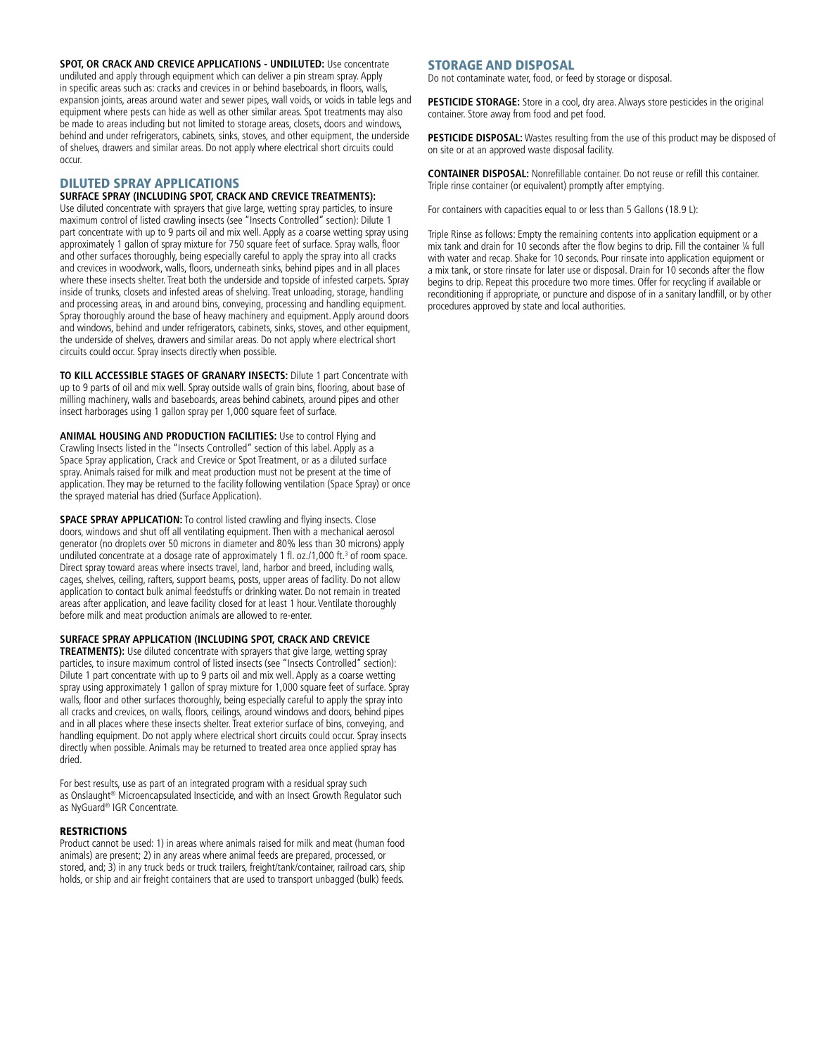**SPOT, OR CRACK AND CREVICE APPLICATIONS - UNDILUTED:** Use concentrate undiluted and apply through equipment which can deliver a pin stream spray. Apply in specific areas such as: cracks and crevices in or behind baseboards, in floors, walls, expansion joints, areas around water and sewer pipes, wall voids, or voids in table legs and equipment where pests can hide as well as other similar areas. Spot treatments may also be made to areas including but not limited to storage areas, closets, doors and windows, behind and under refrigerators, cabinets, sinks, stoves, and other equipment, the underside of shelves, drawers and similar areas. Do not apply where electrical short circuits could occur.

## DILUTED SPRAY APPLICATIONS

**SURFACE SPRAY (INCLUDING SPOT, CRACK AND CREVICE TREATMENTS):** Use diluted concentrate with sprayers that give large, wetting spray particles, to insure maximum control of listed crawling insects (see "Insects Controlled" section): Dilute 1 part concentrate with up to 9 parts oil and mix well. Apply as a coarse wetting spray using approximately 1 gallon of spray mixture for 750 square feet of surface. Spray walls, floor and other surfaces thoroughly, being especially careful to apply the spray into all cracks and crevices in woodwork, walls, floors, underneath sinks, behind pipes and in all places where these insects shelter. Treat both the underside and topside of infested carpets. Spray inside of trunks, closets and infested areas of shelving. Treat unloading, storage, handling and processing areas, in and around bins, conveying, processing and handling equipment. Spray thoroughly around the base of heavy machinery and equipment. Apply around doors and windows, behind and under refrigerators, cabinets, sinks, stoves, and other equipment, the underside of shelves, drawers and similar areas. Do not apply where electrical short circuits could occur. Spray insects directly when possible.

**TO KILL ACCESSIBLE STAGES OF GRANARY INSECTS:** Dilute 1 part Concentrate with up to 9 parts of oil and mix well. Spray outside walls of grain bins, flooring, about base of milling machinery, walls and baseboards, areas behind cabinets, around pipes and other insect harborages using 1 gallon spray per 1,000 square feet of surface.

**ANIMAL HOUSING AND PRODUCTION FACILITIES:** Use to control Flying and Crawling Insects listed in the "Insects Controlled" section of this label. Apply as a Space Spray application, Crack and Crevice or Spot Treatment, or as a diluted surface spray. Animals raised for milk and meat production must not be present at the time of application. They may be returned to the facility following ventilation (Space Spray) or once the sprayed material has dried (Surface Application).

**SPACE SPRAY APPLICATION:** To control listed crawling and flying insects. Close doors, windows and shut off all ventilating equipment. Then with a mechanical aerosol generator (no droplets over 50 microns in diameter and 80% less than 30 microns) apply undiluted concentrate at a dosage rate of approximately 1 fl. oz./1,000 ft.$^3$ of room space. Direct spray toward areas where insects travel, land, harbor and breed, including walls, cages, shelves, ceiling, rafters, support beams, posts, upper areas of facility. Do not allow application to contact bulk animal feedstuffs or drinking water. Do not remain in treated areas after application, and leave facility closed for at least 1 hour. Ventilate thoroughly before milk and meat production animals are allowed to re-enter.

**SURFACE SPRAY APPLICATION (INCLUDING SPOT, CRACK AND CREVICE TREATMENTS):** Use diluted concentrate with sprayers that give large, wetting spray particles, to insure maximum control of listed insects (see "Insects Controlled" section): Dilute 1 part concentrate with up to 9 parts oil and mix well. Apply as a coarse wetting spray using approximately 1 gallon of spray mixture for 1,000 square feet of surface. Spray walls, floor and other surfaces thoroughly, being especially careful to apply the spray into all cracks and crevices, on walls, floors, ceilings, around windows and doors, behind pipes and in all places where these insects shelter. Treat exterior surface of bins, conveying, and handling equipment. Do not apply where electrical short circuits could occur. Spray insects directly when possible. Animals may be returned to treated area once applied spray has dried.

For best results, use as part of an integrated program with a residual spray such as Onslaught® Microencapsulated Insecticide, and with an Insect Growth Regulator such as NyGuard® IGR Concentrate.

### RESTRICTIONS

Product cannot be used: 1) in areas where animals raised for milk and meat (human food animals) are present; 2) in any areas where animal feeds are prepared, processed, or stored, and; 3) in any truck beds or truck trailers, freight/tank/container, railroad cars, ship holds, or ship and air freight containers that are used to transport unbagged (bulk) feeds.

## STORAGE AND DISPOSAL

Do not contaminate water, food, or feed by storage or disposal.

**PESTICIDE STORAGE:** Store in a cool, dry area. Always store pesticides in the original container. Store away from food and pet food.

**PESTICIDE DISPOSAL:** Wastes resulting from the use of this product may be disposed of on site or at an approved waste disposal facility.

**CONTAINER DISPOSAL:** Nonrefillable container. Do not reuse or refill this container. Triple rinse container (or equivalent) promptly after emptying.

For containers with capacities equal to or less than 5 Gallons (18.9 L):

Triple Rinse as follows: Empty the remaining contents into application equipment or a mix tank and drain for 10 seconds after the flow begins to drip. Fill the container ¼ full with water and recap. Shake for 10 seconds. Pour rinsate into application equipment or a mix tank, or store rinsate for later use or disposal. Drain for 10 seconds after the flow begins to drip. Repeat this procedure two more times. Offer for recycling if available or reconditioning if appropriate, or puncture and dispose of in a sanitary landfill, or by other procedures approved by state and local authorities.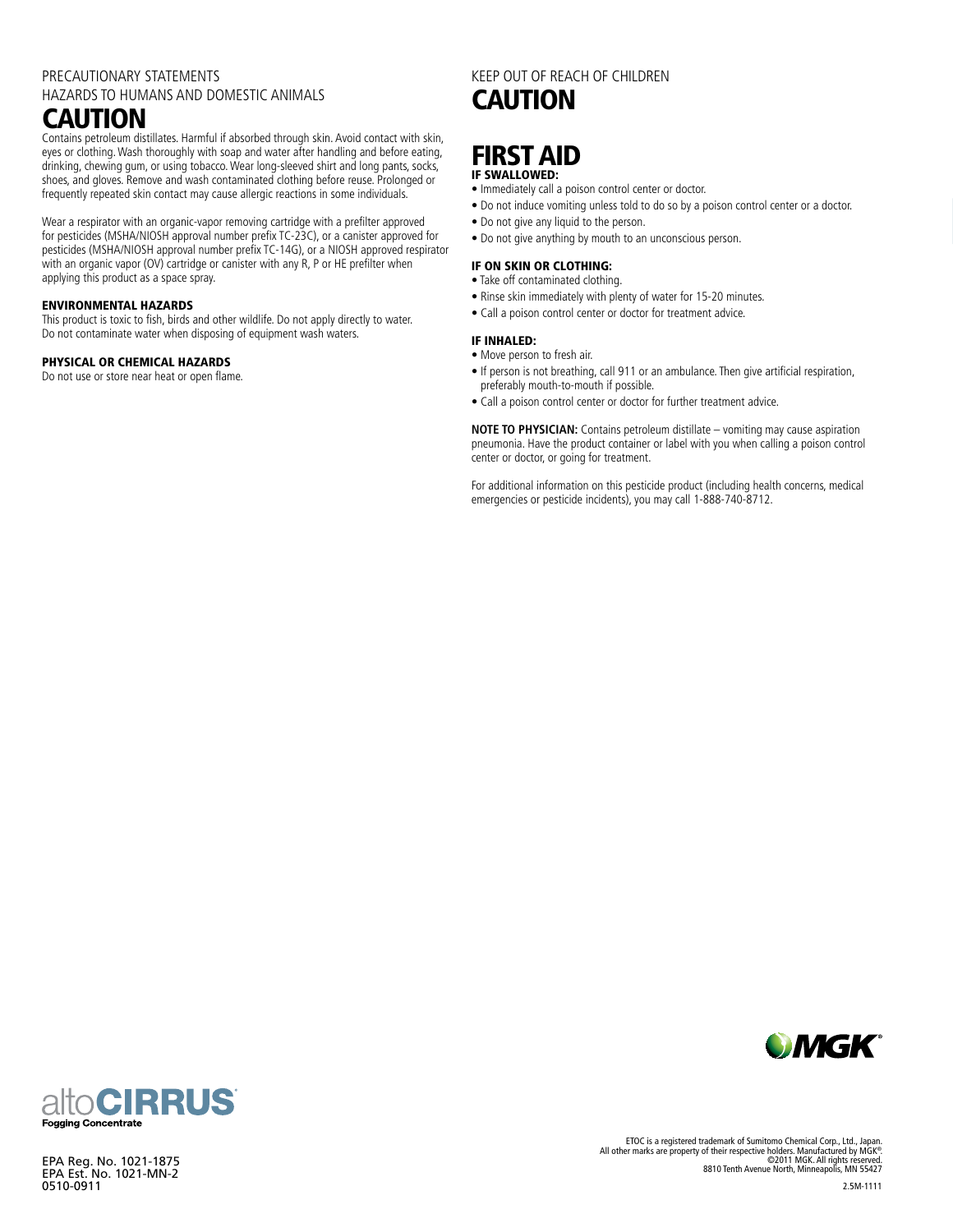PRECAUTIONARY STATEMENTS

HAZARDS TO HUMANS AND DOMESTIC ANIMALS

# CAUTION

Contains petroleum distillates. Harmful if absorbed through skin. Avoid contact with skin, eyes or clothing. Wash thoroughly with soap and water after handling and before eating, drinking, chewing gum, or using tobacco. Wear long-sleeved shirt and long pants, socks, shoes, and gloves. Remove and wash contaminated clothing before reuse. Prolonged or frequently repeated skin contact may cause allergic reactions in some individuals.

Wear a respirator with an organic-vapor removing cartridge with a prefilter approved for pesticides (MSHA/NIOSH approval number prefix TC-23C), or a canister approved for pesticides (MSHA/NIOSH approval number prefix TC-14G), or a NIOSH approved respirator with an organic vapor (OV) cartridge or canister with any R, P or HE prefilter when applying this product as a space spray.

### ENVIRONMENTAL HAZARDS

This product is toxic to fish, birds and other wildlife. Do not apply directly to water. Do not contaminate water when disposing of equipment wash waters.

### PHYSICAL OR CHEMICAL HAZARDS

Do not use or store near heat or open flame.

KEEP OUT OF REACH OF CHILDREN

# CAUTION

# FIRST AID

### IF SWALLOWED:

- Immediately call a poison control center or doctor.
- Do not induce vomiting unless told to do so by a poison control center or a doctor.
- Do not give any liquid to the person.
- Do not give anything by mouth to an unconscious person.

### IF ON SKIN OR CLOTHING:

- Take off contaminated clothing.
- Rinse skin immediately with plenty of water for 15-20 minutes.
- Call a poison control center or doctor for treatment advice.

### IF INHALED:

- Move person to fresh air.
- If person is not breathing, call 911 or an ambulance. Then give artificial respiration, preferably mouth-to-mouth if possible.
- Call a poison control center or doctor for further treatment advice.

**NOTE TO PHYSICIAN:** Contains petroleum distillate – vomiting may cause aspiration pneumonia. Have the product container or label with you when calling a poison control center or doctor, or going for treatment.

For additional information on this pesticide product (including health concerns, medical emergencies or pesticide incidents), you may call 1-888-740-8712.

MGK®

altoCIRRUS®
Fogging Concentrate

EPA Reg. No. 1021-1875
EPA Est. No. 1021-MN-2
0510-0911

ETOC is a registered trademark of Sumitomo Chemical Corp., Ltd., Japan.
All other marks are property of their respective holders. Manufactured by MGK®.
©2011 MGK. All rights reserved.
8810 Tenth Avenue North, Minneapolis, MN 55427

2.5M-1111